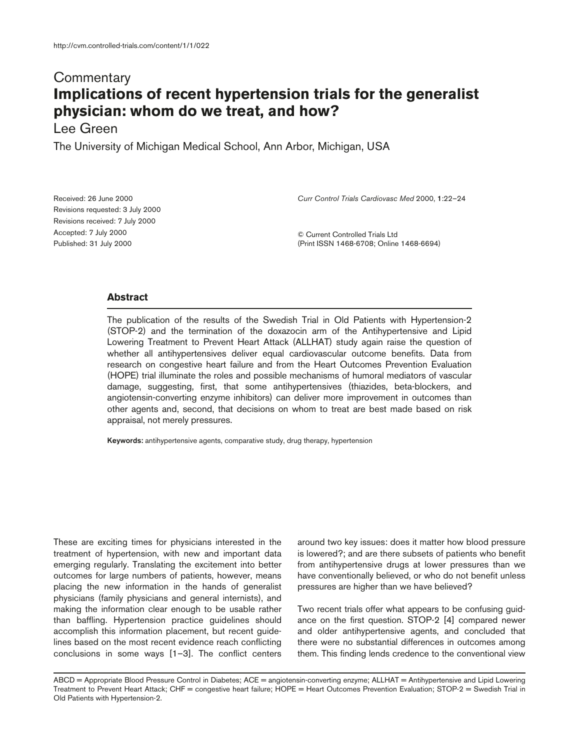Commentary

# Implications of recent hypertension trials for the generalist physician: whom do we treat, and how?

Lee Green

The University of Michigan Medical School, Ann Arbor, Michigan, USA

Received: 26 June 2000
Revisions requested: 3 July 2000
Revisions received: 7 July 2000
Accepted: 7 July 2000
Published: 31 July 2000

*Curr Control Trials Cardiovasc Med* 2000, **1**:22–24

© Current Controlled Trials Ltd
(Print ISSN 1468-6708; Online 1468-6694)

## Abstract

The publication of the results of the Swedish Trial in Old Patients with Hypertension-2 (STOP-2) and the termination of the doxazocin arm of the Antihypertensive and Lipid Lowering Treatment to Prevent Heart Attack (ALLHAT) study again raise the question of whether all antihypertensives deliver equal cardiovascular outcome benefits. Data from research on congestive heart failure and from the Heart Outcomes Prevention Evaluation (HOPE) trial illuminate the roles and possible mechanisms of humoral mediators of vascular damage, suggesting, first, that some antihypertensives (thiazides, beta-blockers, and angiotensin-converting enzyme inhibitors) can deliver more improvement in outcomes than other agents and, second, that decisions on whom to treat are best made based on risk appraisal, not merely pressures.

**Keywords:** antihypertensive agents, comparative study, drug therapy, hypertension

These are exciting times for physicians interested in the treatment of hypertension, with new and important data emerging regularly. Translating the excitement into better outcomes for large numbers of patients, however, means placing the new information in the hands of generalist physicians (family physicians and general internists), and making the information clear enough to be usable rather than baffling. Hypertension practice guidelines should accomplish this information placement, but recent guidelines based on the most recent evidence reach conflicting conclusions in some ways [1–3]. The conflict centers around two key issues: does it matter how blood pressure is lowered?; and are there subsets of patients who benefit from antihypertensive drugs at lower pressures than we have conventionally believed, or who do not benefit unless pressures are higher than we have believed?

Two recent trials offer what appears to be confusing guidance on the first question. STOP-2 [4] compared newer and older antihypertensive agents, and concluded that there were no substantial differences in outcomes among them. This finding lends credence to the conventional view

ABCD = Appropriate Blood Pressure Control in Diabetes; ACE = angiotensin-converting enzyme; ALLHAT = Antihypertensive and Lipid Lowering Treatment to Prevent Heart Attack; CHF = congestive heart failure; HOPE = Heart Outcomes Prevention Evaluation; STOP-2 = Swedish Trial in Old Patients with Hypertension-2.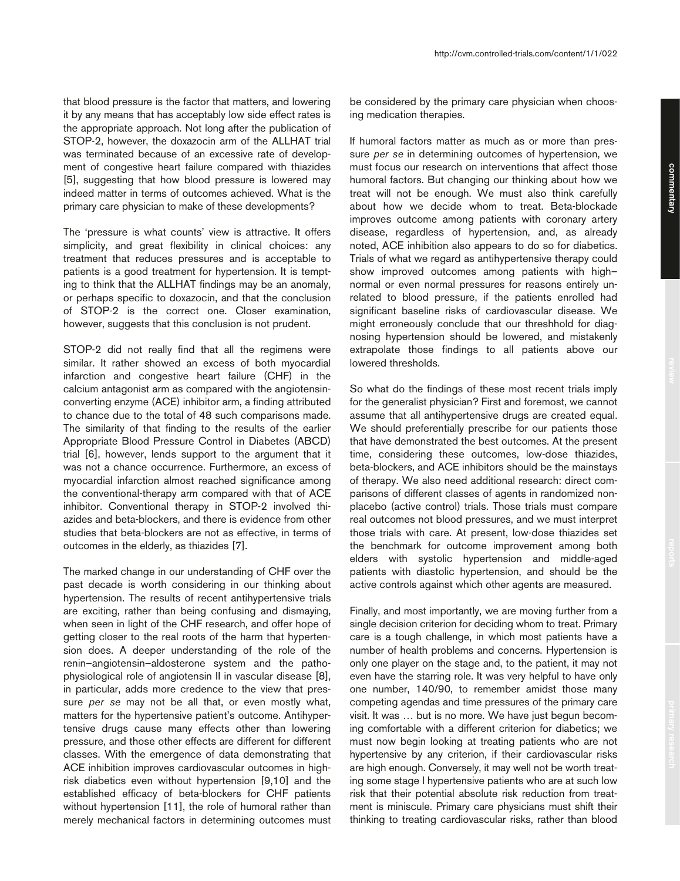that blood pressure is the factor that matters, and lowering it by any means that has acceptably low side effect rates is the appropriate approach. Not long after the publication of STOP-2, however, the doxazocin arm of the ALLHAT trial was terminated because of an excessive rate of development of congestive heart failure compared with thiazides [5], suggesting that how blood pressure is lowered may indeed matter in terms of outcomes achieved. What is the primary care physician to make of these developments?

The 'pressure is what counts' view is attractive. It offers simplicity, and great flexibility in clinical choices: any treatment that reduces pressures and is acceptable to patients is a good treatment for hypertension. It is tempting to think that the ALLHAT findings may be an anomaly, or perhaps specific to doxazocin, and that the conclusion of STOP-2 is the correct one. Closer examination, however, suggests that this conclusion is not prudent.

STOP-2 did not really find that all the regimens were similar. It rather showed an excess of both myocardial infarction and congestive heart failure (CHF) in the calcium antagonist arm as compared with the angiotensin-converting enzyme (ACE) inhibitor arm, a finding attributed to chance due to the total of 48 such comparisons made. The similarity of that finding to the results of the earlier Appropriate Blood Pressure Control in Diabetes (ABCD) trial [6], however, lends support to the argument that it was not a chance occurrence. Furthermore, an excess of myocardial infarction almost reached significance among the conventional-therapy arm compared with that of ACE inhibitor. Conventional therapy in STOP-2 involved thiazides and beta-blockers, and there is evidence from other studies that beta-blockers are not as effective, in terms of outcomes in the elderly, as thiazides [7].

The marked change in our understanding of CHF over the past decade is worth considering in our thinking about hypertension. The results of recent antihypertensive trials are exciting, rather than being confusing and dismaying, when seen in light of the CHF research, and offer hope of getting closer to the real roots of the harm that hypertension does. A deeper understanding of the role of the renin–angiotensin–aldosterone system and the pathophysiological role of angiotensin II in vascular disease [8], in particular, adds more credence to the view that pressure *per se* may not be all that, or even mostly what, matters for the hypertensive patient's outcome. Antihypertensive drugs cause many effects other than lowering pressure, and those other effects are different for different classes. With the emergence of data demonstrating that ACE inhibition improves cardiovascular outcomes in high-risk diabetics even without hypertension [9,10] and the established efficacy of beta-blockers for CHF patients without hypertension [11], the role of humoral rather than merely mechanical factors in determining outcomes must be considered by the primary care physician when choosing medication therapies.

If humoral factors matter as much as or more than pressure *per se* in determining outcomes of hypertension, we must focus our research on interventions that affect those humoral factors. But changing our thinking about how we treat will not be enough. We must also think carefully about how we decide whom to treat. Beta-blockade improves outcome among patients with coronary artery disease, regardless of hypertension, and, as already noted, ACE inhibition also appears to do so for diabetics. Trials of what we regard as antihypertensive therapy could show improved outcomes among patients with high–normal or even normal pressures for reasons entirely unrelated to blood pressure, if the patients enrolled had significant baseline risks of cardiovascular disease. We might erroneously conclude that our threshhold for diagnosing hypertension should be lowered, and mistakenly extrapolate those findings to all patients above our lowered thresholds.

So what do the findings of these most recent trials imply for the generalist physician? First and foremost, we cannot assume that all antihypertensive drugs are created equal. We should preferentially prescribe for our patients those that have demonstrated the best outcomes. At the present time, considering these outcomes, low-dose thiazides, beta-blockers, and ACE inhibitors should be the mainstays of therapy. We also need additional research: direct comparisons of different classes of agents in randomized non-placebo (active control) trials. Those trials must compare real outcomes not blood pressures, and we must interpret those trials with care. At present, low-dose thiazides set the benchmark for outcome improvement among both elders with systolic hypertension and middle-aged patients with diastolic hypertension, and should be the active controls against which other agents are measured.

Finally, and most importantly, we are moving further from a single decision criterion for deciding whom to treat. Primary care is a tough challenge, in which most patients have a number of health problems and concerns. Hypertension is only one player on the stage and, to the patient, it may not even have the starring role. It was very helpful to have only one number, 140/90, to remember amidst those many competing agendas and time pressures of the primary care visit. It was … but is no more. We have just begun becoming comfortable with a different criterion for diabetics; we must now begin looking at treating patients who are not hypertensive by any criterion, if their cardiovascular risks are high enough. Conversely, it may well not be worth treating some stage I hypertensive patients who are at such low risk that their potential absolute risk reduction from treatment is miniscule. Primary care physicians must shift their thinking to treating cardiovascular risks, rather than blood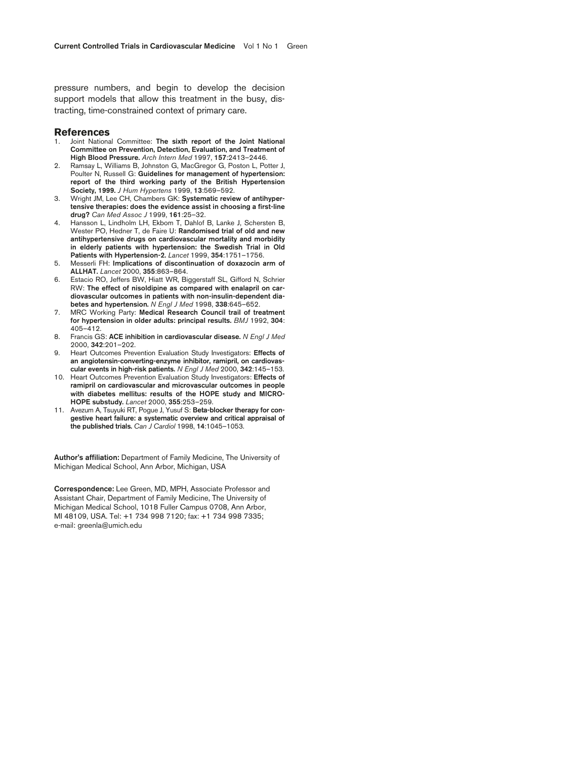pressure numbers, and begin to develop the decision support models that allow this treatment in the busy, distracting, time-constrained context of primary care.

## References

1. Joint National Committee: **The sixth report of the Joint National Committee on Prevention, Detection, Evaluation, and Treatment of High Blood Pressure.** *Arch Intern Med* 1997, **157**:2413–2446.
2. Ramsay L, Williams B, Johnston G, MacGregor G, Poston L, Potter J, Poulter N, Russell G: **Guidelines for management of hypertension: report of the third working party of the British Hypertension Society, 1999.** *J Hum Hypertens* 1999, **13**:569–592.
3. Wright JM, Lee CH, Chambers GK: **Systematic review of antihypertensive therapies: does the evidence assist in choosing a first-line drug?** *Can Med Assoc J* 1999, **161**:25–32.
4. Hansson L, Lindholm LH, Ekbom T, Dahlof B, Lanke J, Schersten B, Wester PO, Hedner T, de Faire U: **Randomised trial of old and new antihypertensive drugs on cardiovascular mortality and morbidity in elderly patients with hypertension: the Swedish Trial in Old Patients with Hypertension-2.** *Lancet* 1999, **354**:1751–1756.
5. Messerli FH: **Implications of discontinuation of doxazocin arm of ALLHAT.** *Lancet* 2000, **355**:863–864.
6. Estacio RO, Jeffers BW, Hiatt WR, Biggerstaff SL, Gifford N, Schrier RW: **The effect of nisoldipine as compared with enalapril on cardiovascular outcomes in patients with non-insulin-dependent diabetes and hypertension.** *N Engl J Med* 1998, **338**:645–652.
7. MRC Working Party: **Medical Research Council trail of treatment for hypertension in older adults: principal results.** *BMJ* 1992, **304**: 405–412.
8. Francis GS: **ACE inhibition in cardiovascular disease.** *N Engl J Med* 2000, **342**:201–202.
9. Heart Outcomes Prevention Evaluation Study Investigators: **Effects of an angiotensin-converting-enzyme inhibitor, ramipril, on cardiovascular events in high-risk patients.** *N Engl J Med* 2000, **342**:145–153.
10. Heart Outcomes Prevention Evaluation Study Investigators: **Effects of ramipril on cardiovascular and microvascular outcomes in people with diabetes mellitus: results of the HOPE study and MICRO-HOPE substudy.** *Lancet* 2000, **355**:253–259.
11. Avezum A, Tsuyuki RT, Pogue J, Yusuf S: **Beta-blocker therapy for congestive heart failure: a systematic overview and critical appraisal of the published trials.** *Can J Cardiol* 1998, **14**:1045–1053.

**Author's affiliation:** Department of Family Medicine, The University of Michigan Medical School, Ann Arbor, Michigan, USA

**Correspondence:** Lee Green, MD, MPH, Associate Professor and Assistant Chair, Department of Family Medicine, The University of Michigan Medical School, 1018 Fuller Campus 0708, Ann Arbor, MI 48109, USA. Tel: +1 734 998 7120; fax: +1 734 998 7335; e-mail: greenla@umich.edu